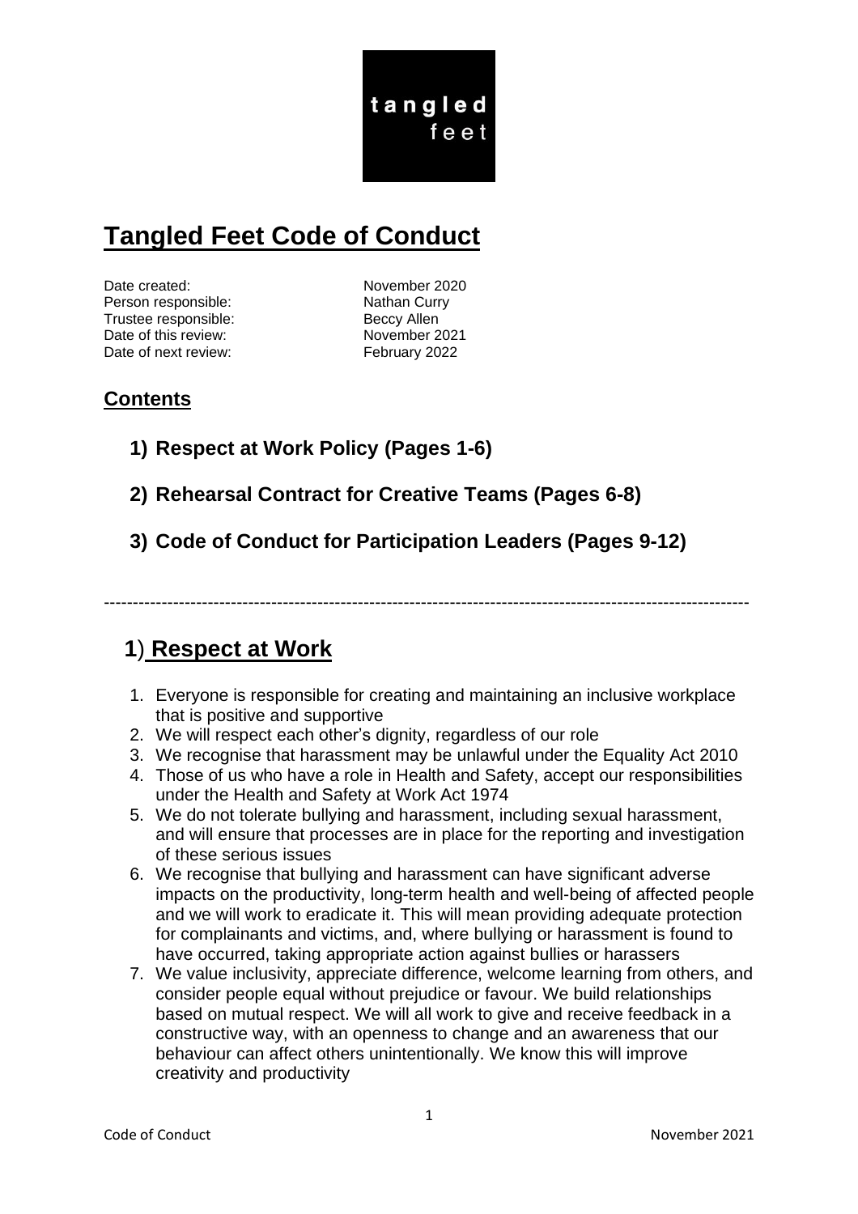tangled feet

# Tangled Feet Code of Conduct

| | |
|---|---|
| Date created: | November 2020 |
| Person responsible: | Nathan Curry |
| Trustee responsible: | Beccy Allen |
| Date of this review: | November 2021 |
| Date of next review: | February 2022 |

## Contents

**1) Respect at Work Policy (Pages 1-6)**

**2) Rehearsal Contract for Creative Teams (Pages 6-8)**

**3) Code of Conduct for Participation Leaders (Pages 9-12)**

---

## 1) Respect at Work

1. Everyone is responsible for creating and maintaining an inclusive workplace that is positive and supportive
2. We will respect each other's dignity, regardless of our role
3. We recognise that harassment may be unlawful under the Equality Act 2010
4. Those of us who have a role in Health and Safety, accept our responsibilities under the Health and Safety at Work Act 1974
5. We do not tolerate bullying and harassment, including sexual harassment, and will ensure that processes are in place for the reporting and investigation of these serious issues
6. We recognise that bullying and harassment can have significant adverse impacts on the productivity, long-term health and well-being of affected people and we will work to eradicate it. This will mean providing adequate protection for complainants and victims, and, where bullying or harassment is found to have occurred, taking appropriate action against bullies or harassers
7. We value inclusivity, appreciate difference, welcome learning from others, and consider people equal without prejudice or favour. We build relationships based on mutual respect. We will all work to give and receive feedback in a constructive way, with an openness to change and an awareness that our behaviour can affect others unintentionally. We know this will improve creativity and productivity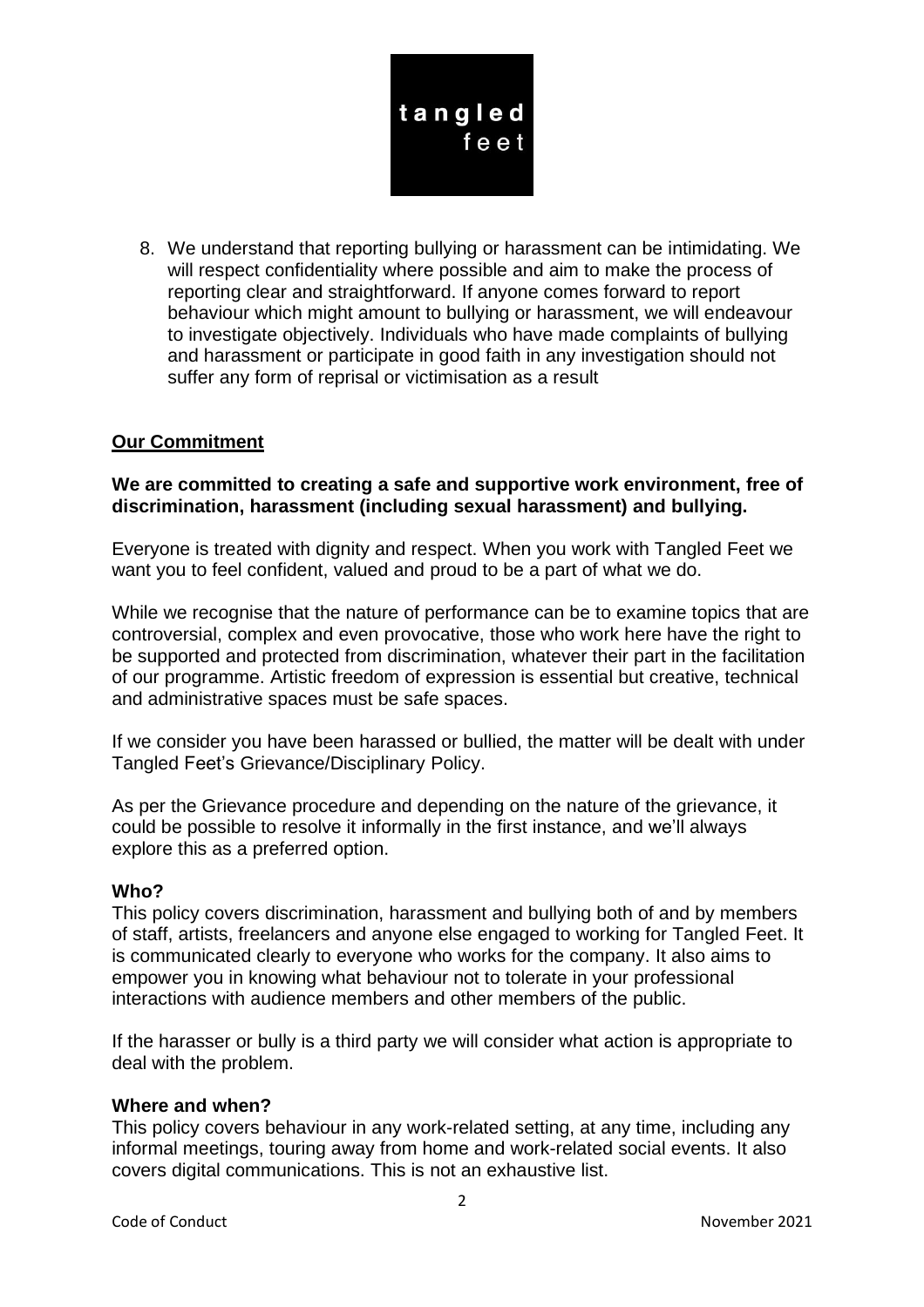8. We understand that reporting bullying or harassment can be intimidating. We will respect confidentiality where possible and aim to make the process of reporting clear and straightforward. If anyone comes forward to report behaviour which might amount to bullying or harassment, we will endeavour to investigate objectively. Individuals who have made complaints of bullying and harassment or participate in good faith in any investigation should not suffer any form of reprisal or victimisation as a result

## Our Commitment

**We are committed to creating a safe and supportive work environment, free of discrimination, harassment (including sexual harassment) and bullying.**

Everyone is treated with dignity and respect. When you work with Tangled Feet we want you to feel confident, valued and proud to be a part of what we do.

While we recognise that the nature of performance can be to examine topics that are controversial, complex and even provocative, those who work here have the right to be supported and protected from discrimination, whatever their part in the facilitation of our programme. Artistic freedom of expression is essential but creative, technical and administrative spaces must be safe spaces.

If we consider you have been harassed or bullied, the matter will be dealt with under Tangled Feet's Grievance/Disciplinary Policy.

As per the Grievance procedure and depending on the nature of the grievance, it could be possible to resolve it informally in the first instance, and we'll always explore this as a preferred option.

### Who?

This policy covers discrimination, harassment and bullying both of and by members of staff, artists, freelancers and anyone else engaged to working for Tangled Feet. It is communicated clearly to everyone who works for the company. It also aims to empower you in knowing what behaviour not to tolerate in your professional interactions with audience members and other members of the public.

If the harasser or bully is a third party we will consider what action is appropriate to deal with the problem.

### Where and when?

This policy covers behaviour in any work-related setting, at any time, including any informal meetings, touring away from home and work-related social events. It also covers digital communications. This is not an exhaustive list.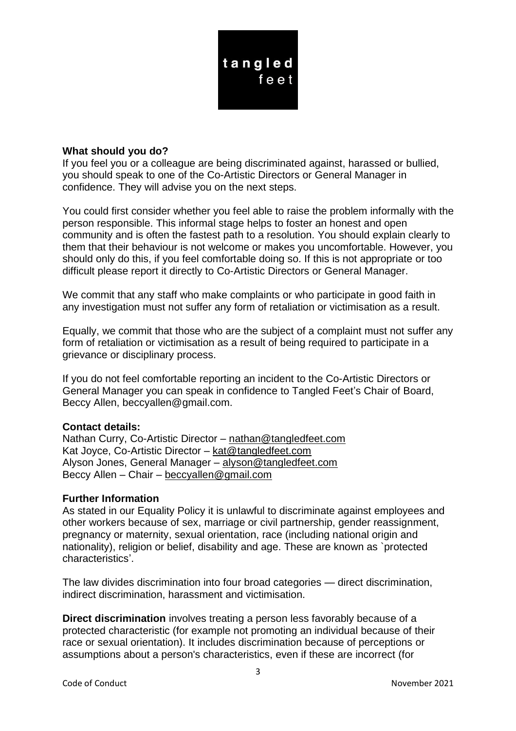**What should you do?**
If you feel you or a colleague are being discriminated against, harassed or bullied, you should speak to one of the Co-Artistic Directors or General Manager in confidence. They will advise you on the next steps.

You could first consider whether you feel able to raise the problem informally with the person responsible. This informal stage helps to foster an honest and open community and is often the fastest path to a resolution. You should explain clearly to them that their behaviour is not welcome or makes you uncomfortable. However, you should only do this, if you feel comfortable doing so. If this is not appropriate or too difficult please report it directly to Co-Artistic Directors or General Manager.

We commit that any staff who make complaints or who participate in good faith in any investigation must not suffer any form of retaliation or victimisation as a result.

Equally, we commit that those who are the subject of a complaint must not suffer any form of retaliation or victimisation as a result of being required to participate in a grievance or disciplinary process.

If you do not feel comfortable reporting an incident to the Co-Artistic Directors or General Manager you can speak in confidence to Tangled Feet's Chair of Board, Beccy Allen, beccyallen@gmail.com.

**Contact details:**
Nathan Curry, Co-Artistic Director – nathan@tangledfeet.com
Kat Joyce, Co-Artistic Director – kat@tangledfeet.com
Alyson Jones, General Manager – alyson@tangledfeet.com
Beccy Allen – Chair – beccyallen@gmail.com

**Further Information**
As stated in our Equality Policy it is unlawful to discriminate against employees and other workers because of sex, marriage or civil partnership, gender reassignment, pregnancy or maternity, sexual orientation, race (including national origin and nationality), religion or belief, disability and age. These are known as `protected characteristics'.

The law divides discrimination into four broad categories — direct discrimination, indirect discrimination, harassment and victimisation.

**Direct discrimination** involves treating a person less favorably because of a protected characteristic (for example not promoting an individual because of their race or sexual orientation). It includes discrimination because of perceptions or assumptions about a person's characteristics, even if these are incorrect (for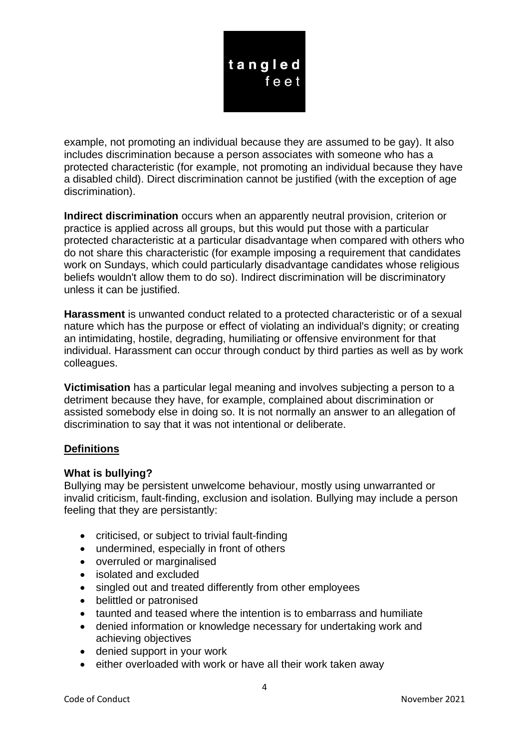example, not promoting an individual because they are assumed to be gay). It also includes discrimination because a person associates with someone who has a protected characteristic (for example, not promoting an individual because they have a disabled child). Direct discrimination cannot be justified (with the exception of age discrimination).

**Indirect discrimination** occurs when an apparently neutral provision, criterion or practice is applied across all groups, but this would put those with a particular protected characteristic at a particular disadvantage when compared with others who do not share this characteristic (for example imposing a requirement that candidates work on Sundays, which could particularly disadvantage candidates whose religious beliefs wouldn't allow them to do so). Indirect discrimination will be discriminatory unless it can be justified.

**Harassment** is unwanted conduct related to a protected characteristic or of a sexual nature which has the purpose or effect of violating an individual's dignity; or creating an intimidating, hostile, degrading, humiliating or offensive environment for that individual. Harassment can occur through conduct by third parties as well as by work colleagues.

**Victimisation** has a particular legal meaning and involves subjecting a person to a detriment because they have, for example, complained about discrimination or assisted somebody else in doing so. It is not normally an answer to an allegation of discrimination to say that it was not intentional or deliberate.

## Definitions

### What is bullying?

Bullying may be persistent unwelcome behaviour, mostly using unwarranted or invalid criticism, fault-finding, exclusion and isolation. Bullying may include a person feeling that they are persistantly:

- criticised, or subject to trivial fault-finding
- undermined, especially in front of others
- overruled or marginalised
- isolated and excluded
- singled out and treated differently from other employees
- belittled or patronised
- taunted and teased where the intention is to embarrass and humiliate
- denied information or knowledge necessary for undertaking work and achieving objectives
- denied support in your work
- either overloaded with work or have all their work taken away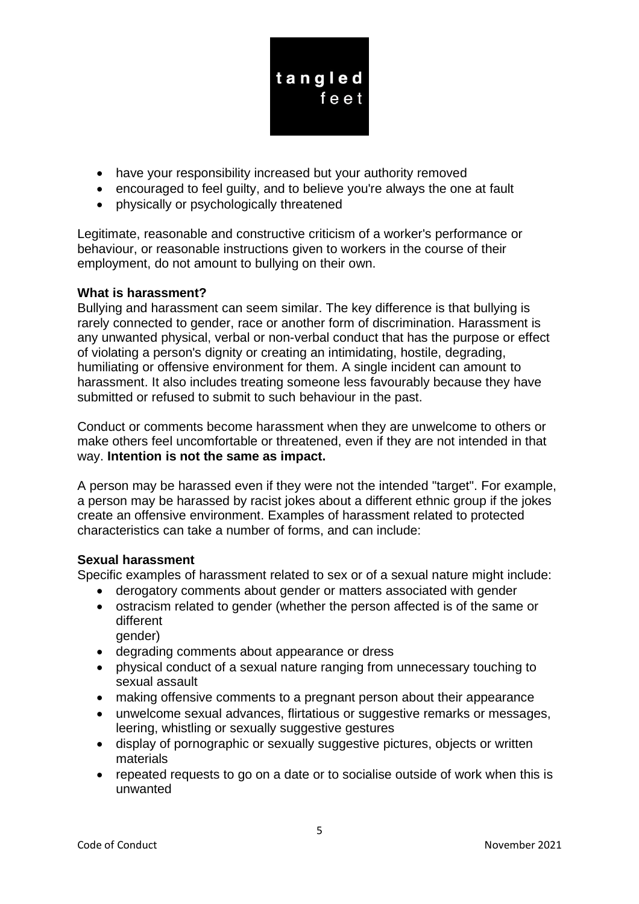- have your responsibility increased but your authority removed
- encouraged to feel guilty, and to believe you're always the one at fault
- physically or psychologically threatened

Legitimate, reasonable and constructive criticism of a worker's performance or behaviour, or reasonable instructions given to workers in the course of their employment, do not amount to bullying on their own.

**What is harassment?**

Bullying and harassment can seem similar. The key difference is that bullying is rarely connected to gender, race or another form of discrimination. Harassment is any unwanted physical, verbal or non-verbal conduct that has the purpose or effect of violating a person's dignity or creating an intimidating, hostile, degrading, humiliating or offensive environment for them. A single incident can amount to harassment. It also includes treating someone less favourably because they have submitted or refused to submit to such behaviour in the past.

Conduct or comments become harassment when they are unwelcome to others or make others feel uncomfortable or threatened, even if they are not intended in that way. **Intention is not the same as impact.**

A person may be harassed even if they were not the intended "target". For example, a person may be harassed by racist jokes about a different ethnic group if the jokes create an offensive environment. Examples of harassment related to protected characteristics can take a number of forms, and can include:

**Sexual harassment**

Specific examples of harassment related to sex or of a sexual nature might include:

- derogatory comments about gender or matters associated with gender
- ostracism related to gender (whether the person affected is of the same or different gender)
- degrading comments about appearance or dress
- physical conduct of a sexual nature ranging from unnecessary touching to sexual assault
- making offensive comments to a pregnant person about their appearance
- unwelcome sexual advances, flirtatious or suggestive remarks or messages, leering, whistling or sexually suggestive gestures
- display of pornographic or sexually suggestive pictures, objects or written materials
- repeated requests to go on a date or to socialise outside of work when this is unwanted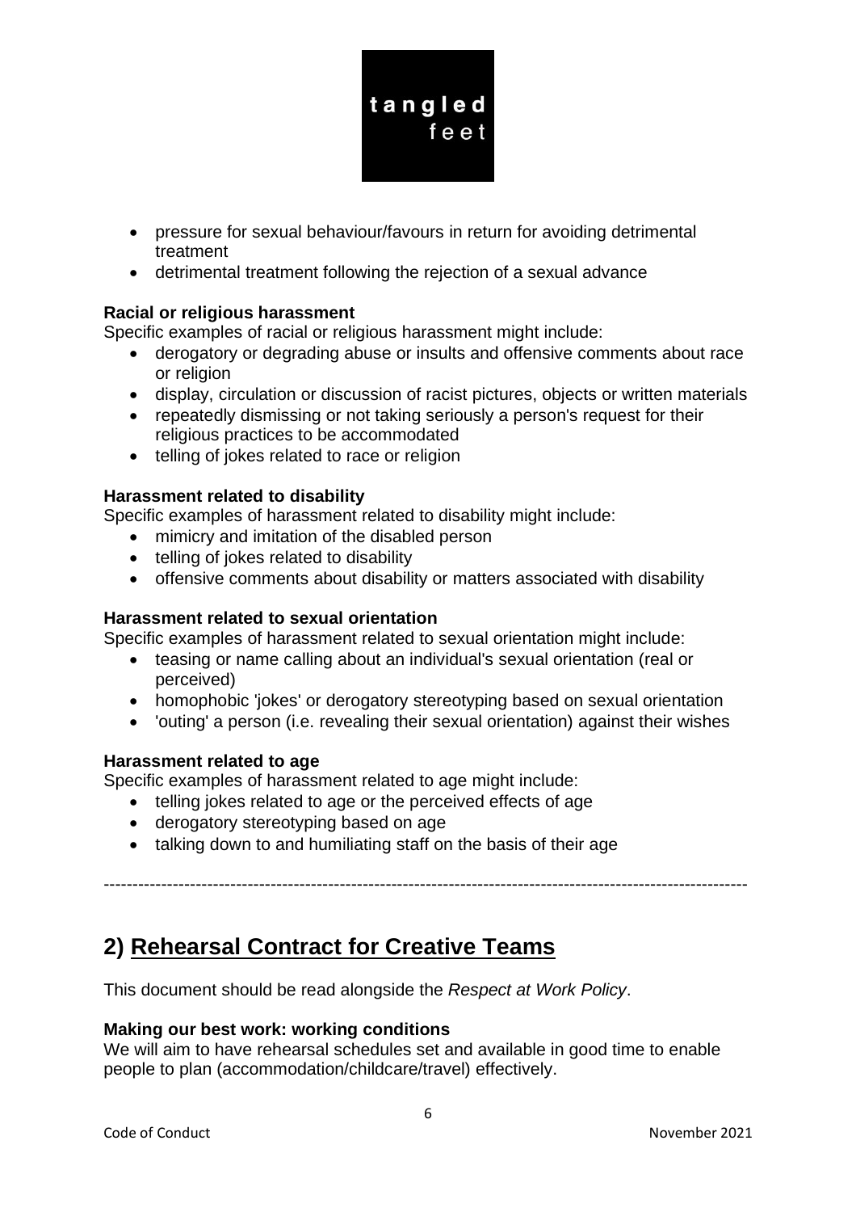- pressure for sexual behaviour/favours in return for avoiding detrimental treatment
- detrimental treatment following the rejection of a sexual advance

**Racial or religious harassment**

Specific examples of racial or religious harassment might include:

- derogatory or degrading abuse or insults and offensive comments about race or religion
- display, circulation or discussion of racist pictures, objects or written materials
- repeatedly dismissing or not taking seriously a person's request for their religious practices to be accommodated
- telling of jokes related to race or religion

**Harassment related to disability**

Specific examples of harassment related to disability might include:

- mimicry and imitation of the disabled person
- telling of jokes related to disability
- offensive comments about disability or matters associated with disability

**Harassment related to sexual orientation**

Specific examples of harassment related to sexual orientation might include:

- teasing or name calling about an individual's sexual orientation (real or perceived)
- homophobic 'jokes' or derogatory stereotyping based on sexual orientation
- 'outing' a person (i.e. revealing their sexual orientation) against their wishes

**Harassment related to age**

Specific examples of harassment related to age might include:

- telling jokes related to age or the perceived effects of age
- derogatory stereotyping based on age
- talking down to and humiliating staff on the basis of their age

---

## 2) Rehearsal Contract for Creative Teams

This document should be read alongside the *Respect at Work Policy*.

**Making our best work: working conditions**

We will aim to have rehearsal schedules set and available in good time to enable people to plan (accommodation/childcare/travel) effectively.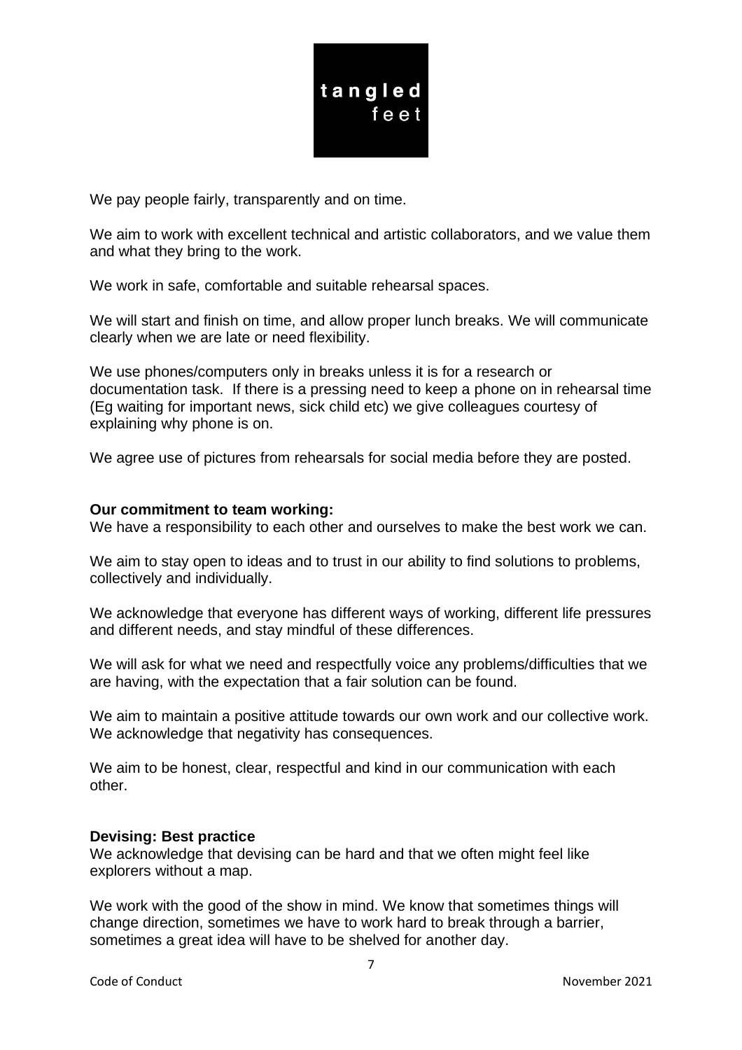We pay people fairly, transparently and on time.

We aim to work with excellent technical and artistic collaborators, and we value them and what they bring to the work.

We work in safe, comfortable and suitable rehearsal spaces.

We will start and finish on time, and allow proper lunch breaks. We will communicate clearly when we are late or need flexibility.

We use phones/computers only in breaks unless it is for a research or documentation task. If there is a pressing need to keep a phone on in rehearsal time (Eg waiting for important news, sick child etc) we give colleagues courtesy of explaining why phone is on.

We agree use of pictures from rehearsals for social media before they are posted.

**Our commitment to team working:**

We have a responsibility to each other and ourselves to make the best work we can.

We aim to stay open to ideas and to trust in our ability to find solutions to problems, collectively and individually.

We acknowledge that everyone has different ways of working, different life pressures and different needs, and stay mindful of these differences.

We will ask for what we need and respectfully voice any problems/difficulties that we are having, with the expectation that a fair solution can be found.

We aim to maintain a positive attitude towards our own work and our collective work. We acknowledge that negativity has consequences.

We aim to be honest, clear, respectful and kind in our communication with each other.

**Devising: Best practice**

We acknowledge that devising can be hard and that we often might feel like explorers without a map.

We work with the good of the show in mind. We know that sometimes things will change direction, sometimes we have to work hard to break through a barrier, sometimes a great idea will have to be shelved for another day.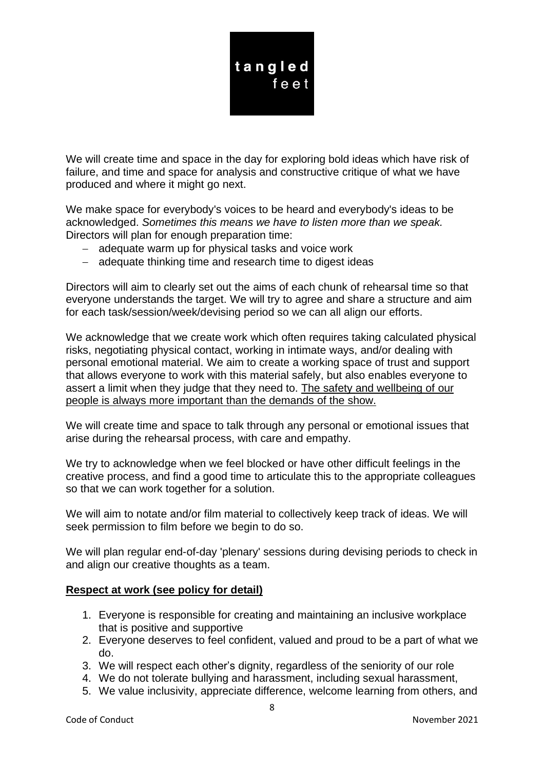We will create time and space in the day for exploring bold ideas which have risk of failure, and time and space for analysis and constructive critique of what we have produced and where it might go next.

We make space for everybody's voices to be heard and everybody's ideas to be acknowledged. *Sometimes this means we have to listen more than we speak.* Directors will plan for enough preparation time:

- adequate warm up for physical tasks and voice work
- adequate thinking time and research time to digest ideas

Directors will aim to clearly set out the aims of each chunk of rehearsal time so that everyone understands the target. We will try to agree and share a structure and aim for each task/session/week/devising period so we can all align our efforts.

We acknowledge that we create work which often requires taking calculated physical risks, negotiating physical contact, working in intimate ways, and/or dealing with personal emotional material. We aim to create a working space of trust and support that allows everyone to work with this material safely, but also enables everyone to assert a limit when they judge that they need to. <u>The safety and wellbeing of our people is always more important than the demands of the show.</u>

We will create time and space to talk through any personal or emotional issues that arise during the rehearsal process, with care and empathy.

We try to acknowledge when we feel blocked or have other difficult feelings in the creative process, and find a good time to articulate this to the appropriate colleagues so that we can work together for a solution.

We will aim to notate and/or film material to collectively keep track of ideas. We will seek permission to film before we begin to do so.

We will plan regular end-of-day 'plenary' sessions during devising periods to check in and align our creative thoughts as a team.

**<u>Respect at work (see policy for detail)</u>**

1. Everyone is responsible for creating and maintaining an inclusive workplace that is positive and supportive
2. Everyone deserves to feel confident, valued and proud to be a part of what we do.
3. We will respect each other's dignity, regardless of the seniority of our role
4. We do not tolerate bullying and harassment, including sexual harassment,
5. We value inclusivity, appreciate difference, welcome learning from others, and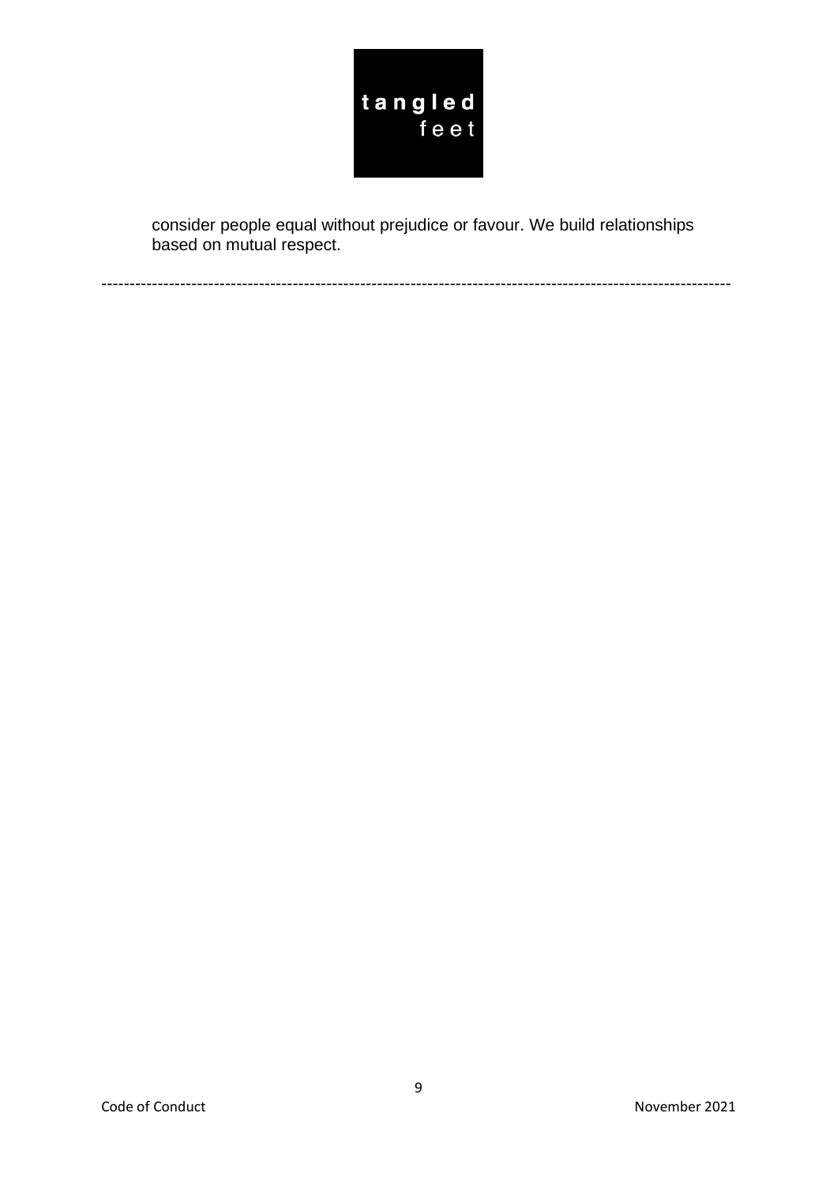consider people equal without prejudice or favour. We build relationships based on mutual respect.

---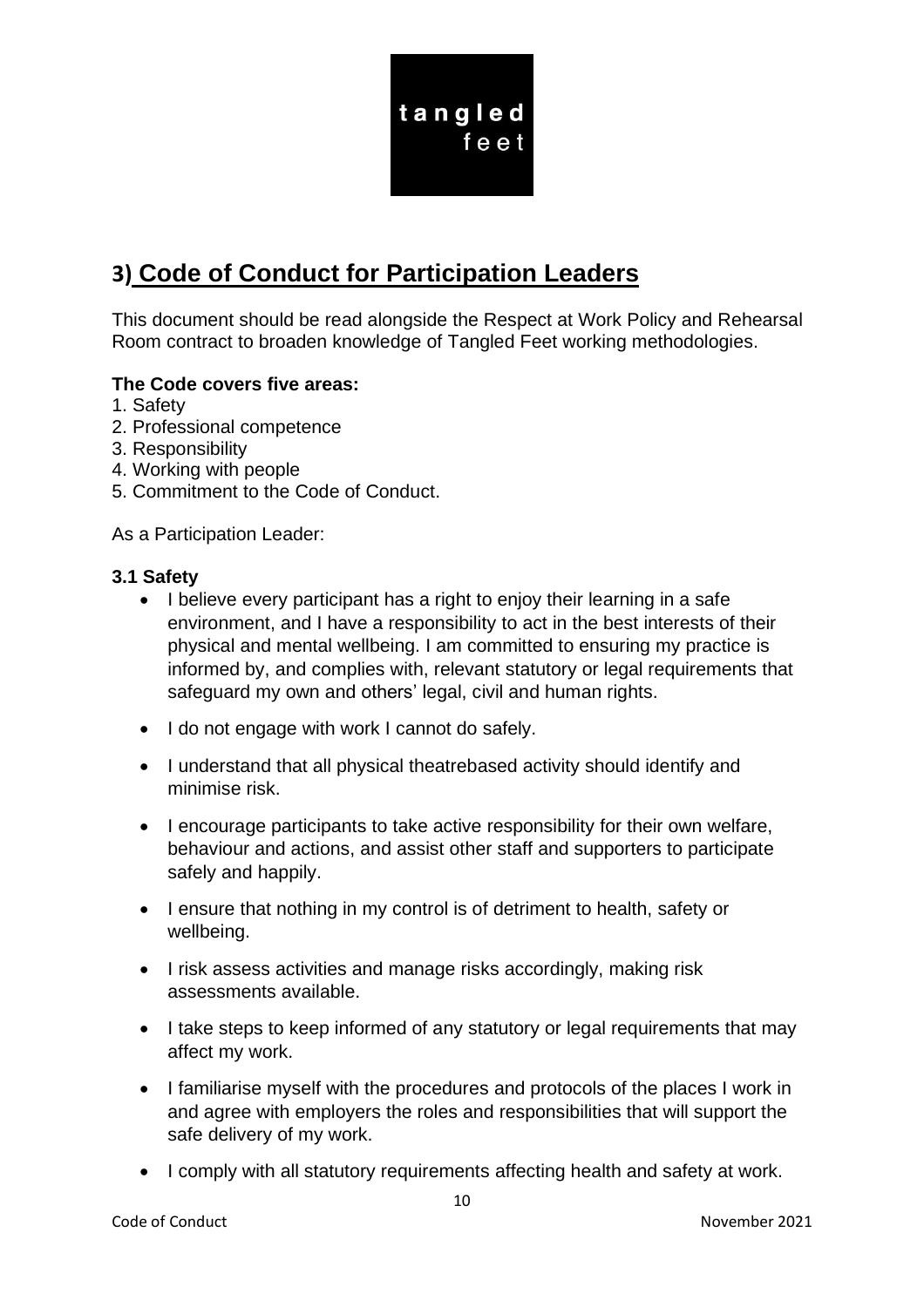# 3) Code of Conduct for Participation Leaders

This document should be read alongside the Respect at Work Policy and Rehearsal Room contract to broaden knowledge of Tangled Feet working methodologies.

**The Code covers five areas:**

1. Safety
2. Professional competence
3. Responsibility
4. Working with people
5. Commitment to the Code of Conduct.

As a Participation Leader:

**3.1 Safety**

- I believe every participant has a right to enjoy their learning in a safe environment, and I have a responsibility to act in the best interests of their physical and mental wellbeing. I am committed to ensuring my practice is informed by, and complies with, relevant statutory or legal requirements that safeguard my own and others' legal, civil and human rights.
- I do not engage with work I cannot do safely.
- I understand that all physical theatrebased activity should identify and minimise risk.
- I encourage participants to take active responsibility for their own welfare, behaviour and actions, and assist other staff and supporters to participate safely and happily.
- I ensure that nothing in my control is of detriment to health, safety or wellbeing.
- I risk assess activities and manage risks accordingly, making risk assessments available.
- I take steps to keep informed of any statutory or legal requirements that may affect my work.
- I familiarise myself with the procedures and protocols of the places I work in and agree with employers the roles and responsibilities that will support the safe delivery of my work.
- I comply with all statutory requirements affecting health and safety at work.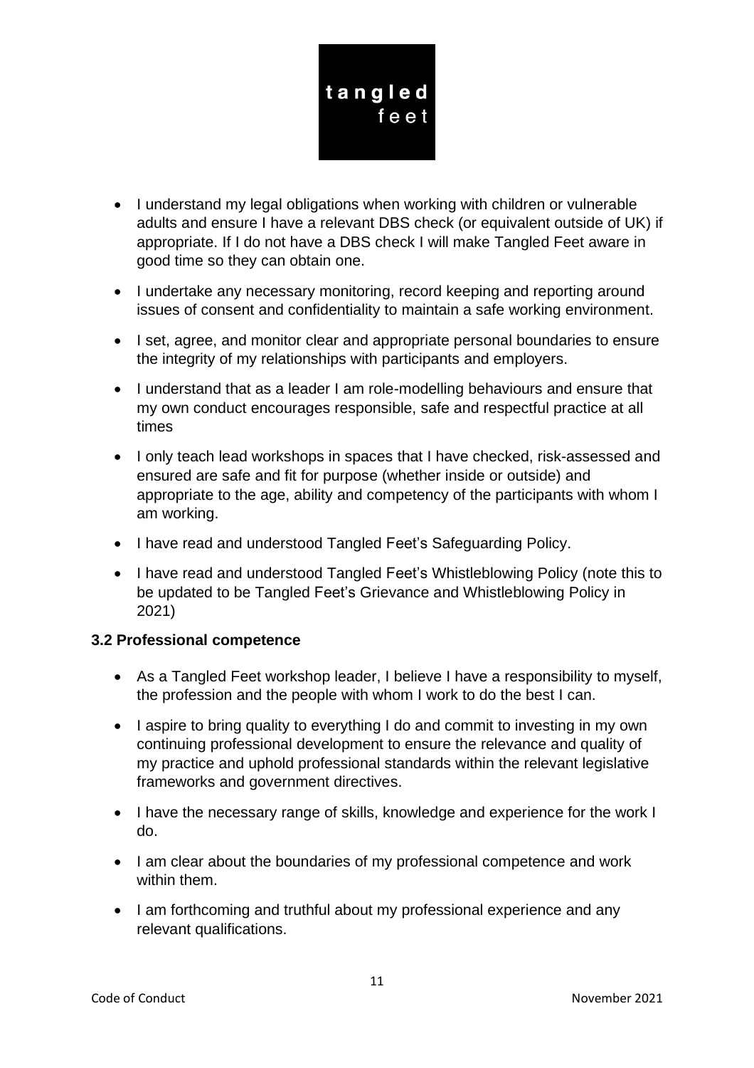- I understand my legal obligations when working with children or vulnerable adults and ensure I have a relevant DBS check (or equivalent outside of UK) if appropriate. If I do not have a DBS check I will make Tangled Feet aware in good time so they can obtain one.
- I undertake any necessary monitoring, record keeping and reporting around issues of consent and confidentiality to maintain a safe working environment.
- I set, agree, and monitor clear and appropriate personal boundaries to ensure the integrity of my relationships with participants and employers.
- I understand that as a leader I am role-modelling behaviours and ensure that my own conduct encourages responsible, safe and respectful practice at all times
- I only teach lead workshops in spaces that I have checked, risk-assessed and ensured are safe and fit for purpose (whether inside or outside) and appropriate to the age, ability and competency of the participants with whom I am working.
- I have read and understood Tangled Feet's Safeguarding Policy.
- I have read and understood Tangled Feet's Whistleblowing Policy (note this to be updated to be Tangled Feet's Grievance and Whistleblowing Policy in 2021)

### 3.2 Professional competence

- As a Tangled Feet workshop leader, I believe I have a responsibility to myself, the profession and the people with whom I work to do the best I can.
- I aspire to bring quality to everything I do and commit to investing in my own continuing professional development to ensure the relevance and quality of my practice and uphold professional standards within the relevant legislative frameworks and government directives.
- I have the necessary range of skills, knowledge and experience for the work I do.
- I am clear about the boundaries of my professional competence and work within them.
- I am forthcoming and truthful about my professional experience and any relevant qualifications.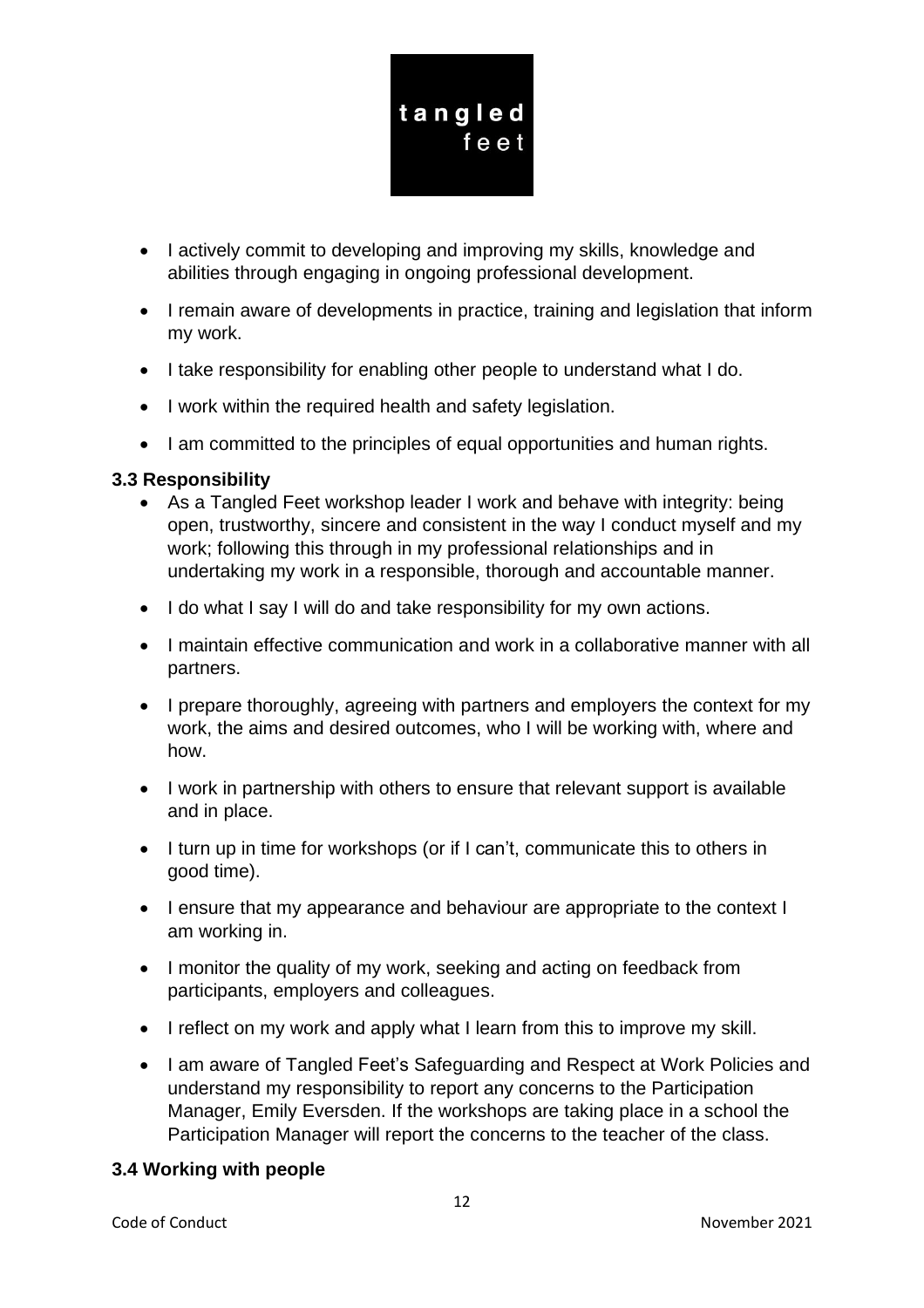- I actively commit to developing and improving my skills, knowledge and abilities through engaging in ongoing professional development.
- I remain aware of developments in practice, training and legislation that inform my work.
- I take responsibility for enabling other people to understand what I do.
- I work within the required health and safety legislation.
- I am committed to the principles of equal opportunities and human rights.

### 3.3 Responsibility

- As a Tangled Feet workshop leader I work and behave with integrity: being open, trustworthy, sincere and consistent in the way I conduct myself and my work; following this through in my professional relationships and in undertaking my work in a responsible, thorough and accountable manner.
- I do what I say I will do and take responsibility for my own actions.
- I maintain effective communication and work in a collaborative manner with all partners.
- I prepare thoroughly, agreeing with partners and employers the context for my work, the aims and desired outcomes, who I will be working with, where and how.
- I work in partnership with others to ensure that relevant support is available and in place.
- I turn up in time for workshops (or if I can't, communicate this to others in good time).
- I ensure that my appearance and behaviour are appropriate to the context I am working in.
- I monitor the quality of my work, seeking and acting on feedback from participants, employers and colleagues.
- I reflect on my work and apply what I learn from this to improve my skill.
- I am aware of Tangled Feet's Safeguarding and Respect at Work Policies and understand my responsibility to report any concerns to the Participation Manager, Emily Eversden. If the workshops are taking place in a school the Participation Manager will report the concerns to the teacher of the class.

### 3.4 Working with people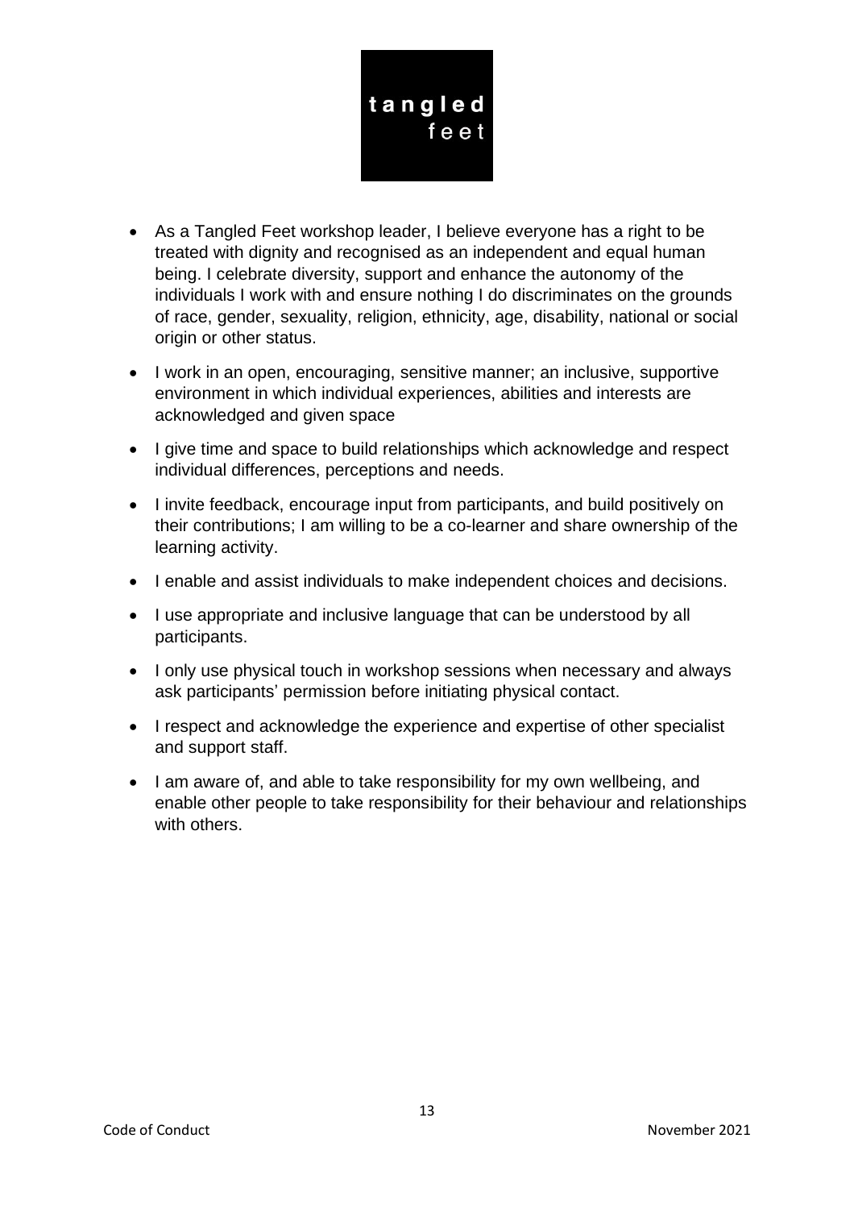- As a Tangled Feet workshop leader, I believe everyone has a right to be treated with dignity and recognised as an independent and equal human being. I celebrate diversity, support and enhance the autonomy of the individuals I work with and ensure nothing I do discriminates on the grounds of race, gender, sexuality, religion, ethnicity, age, disability, national or social origin or other status.
- I work in an open, encouraging, sensitive manner; an inclusive, supportive environment in which individual experiences, abilities and interests are acknowledged and given space
- I give time and space to build relationships which acknowledge and respect individual differences, perceptions and needs.
- I invite feedback, encourage input from participants, and build positively on their contributions; I am willing to be a co-learner and share ownership of the learning activity.
- I enable and assist individuals to make independent choices and decisions.
- I use appropriate and inclusive language that can be understood by all participants.
- I only use physical touch in workshop sessions when necessary and always ask participants' permission before initiating physical contact.
- I respect and acknowledge the experience and expertise of other specialist and support staff.
- I am aware of, and able to take responsibility for my own wellbeing, and enable other people to take responsibility for their behaviour and relationships with others.